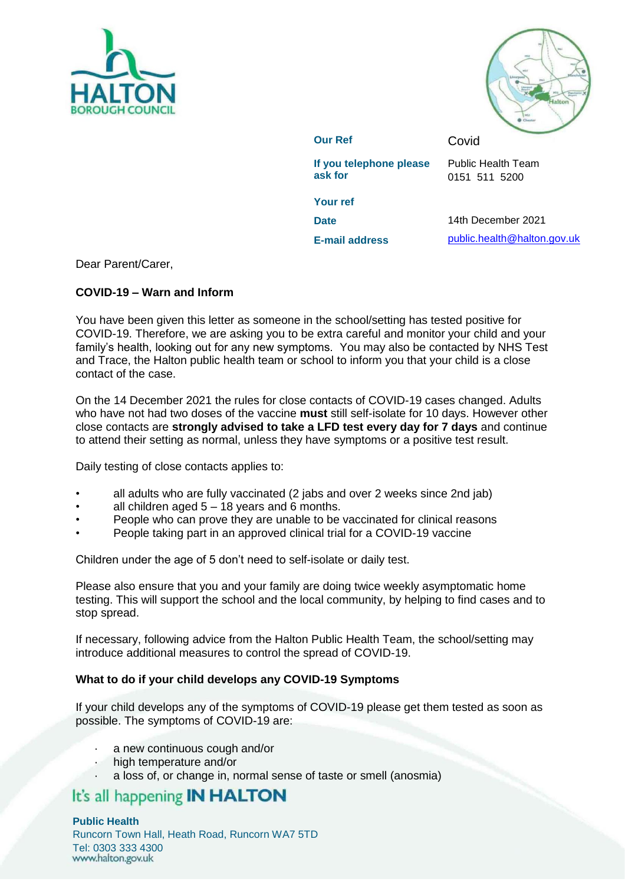HALTON BOROUGH COUNCIL

| | |
|---|---|
| **Our Ref** | Covid |
| **If you telephone please ask for** | Public Health Team 0151 511 5200 |
| **Your ref** | |
| **Date** | 14th December 2021 |
| **E-mail address** | public.health@halton.gov.uk |

Dear Parent/Carer,

**COVID-19 – Warn and Inform**

You have been given this letter as someone in the school/setting has tested positive for COVID-19. Therefore, we are asking you to be extra careful and monitor your child and your family's health, looking out for any new symptoms. You may also be contacted by NHS Test and Trace, the Halton public health team or school to inform you that your child is a close contact of the case.

On the 14 December 2021 the rules for close contacts of COVID-19 cases changed. Adults who have not had two doses of the vaccine **must** still self-isolate for 10 days. However other close contacts are **strongly advised to take a LFD test every day for 7 days** and continue to attend their setting as normal, unless they have symptoms or a positive test result.

Daily testing of close contacts applies to:

- all adults who are fully vaccinated (2 jabs and over 2 weeks since 2nd jab)
- all children aged 5 – 18 years and 6 months.
- People who can prove they are unable to be vaccinated for clinical reasons
- People taking part in an approved clinical trial for a COVID-19 vaccine

Children under the age of 5 don't need to self-isolate or daily test.

Please also ensure that you and your family are doing twice weekly asymptomatic home testing. This will support the school and the local community, by helping to find cases and to stop spread.

If necessary, following advice from the Halton Public Health Team, the school/setting may introduce additional measures to control the spread of COVID-19.

**What to do if your child develops any COVID-19 Symptoms**

If your child develops any of the symptoms of COVID-19 please get them tested as soon as possible. The symptoms of COVID-19 are:

- a new continuous cough and/or
- high temperature and/or
- a loss of, or change in, normal sense of taste or smell (anosmia)

It's all happening **IN HALTON**

**Public Health**
Runcorn Town Hall, Heath Road, Runcorn WA7 5TD
Tel: 0303 333 4300
www.halton.gov.uk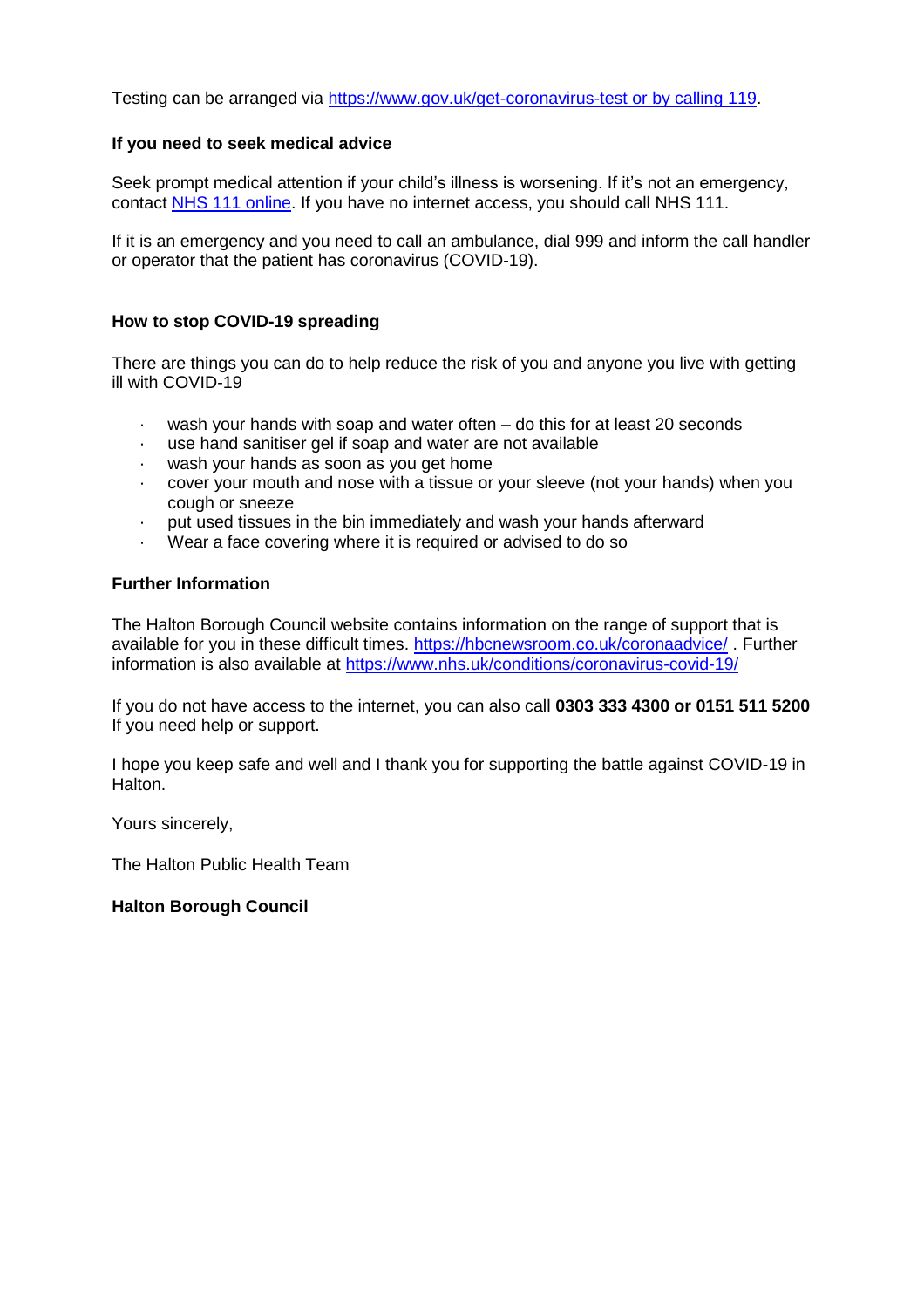Testing can be arranged via https://www.gov.uk/get-coronavirus-test or by calling 119.

**If you need to seek medical advice**

Seek prompt medical attention if your child's illness is worsening. If it's not an emergency, contact NHS 111 online. If you have no internet access, you should call NHS 111.

If it is an emergency and you need to call an ambulance, dial 999 and inform the call handler or operator that the patient has coronavirus (COVID-19).

**How to stop COVID-19 spreading**

There are things you can do to help reduce the risk of you and anyone you live with getting ill with COVID-19

- wash your hands with soap and water often – do this for at least 20 seconds
- use hand sanitiser gel if soap and water are not available
- wash your hands as soon as you get home
- cover your mouth and nose with a tissue or your sleeve (not your hands) when you cough or sneeze
- put used tissues in the bin immediately and wash your hands afterward
- Wear a face covering where it is required or advised to do so

**Further Information**

The Halton Borough Council website contains information on the range of support that is available for you in these difficult times. https://hbcnewsroom.co.uk/coronaadvice/ . Further information is also available at https://www.nhs.uk/conditions/coronavirus-covid-19/

If you do not have access to the internet, you can also call **0303 333 4300 or 0151 511 5200** If you need help or support.

I hope you keep safe and well and I thank you for supporting the battle against COVID-19 in Halton.

Yours sincerely,

The Halton Public Health Team

**Halton Borough Council**